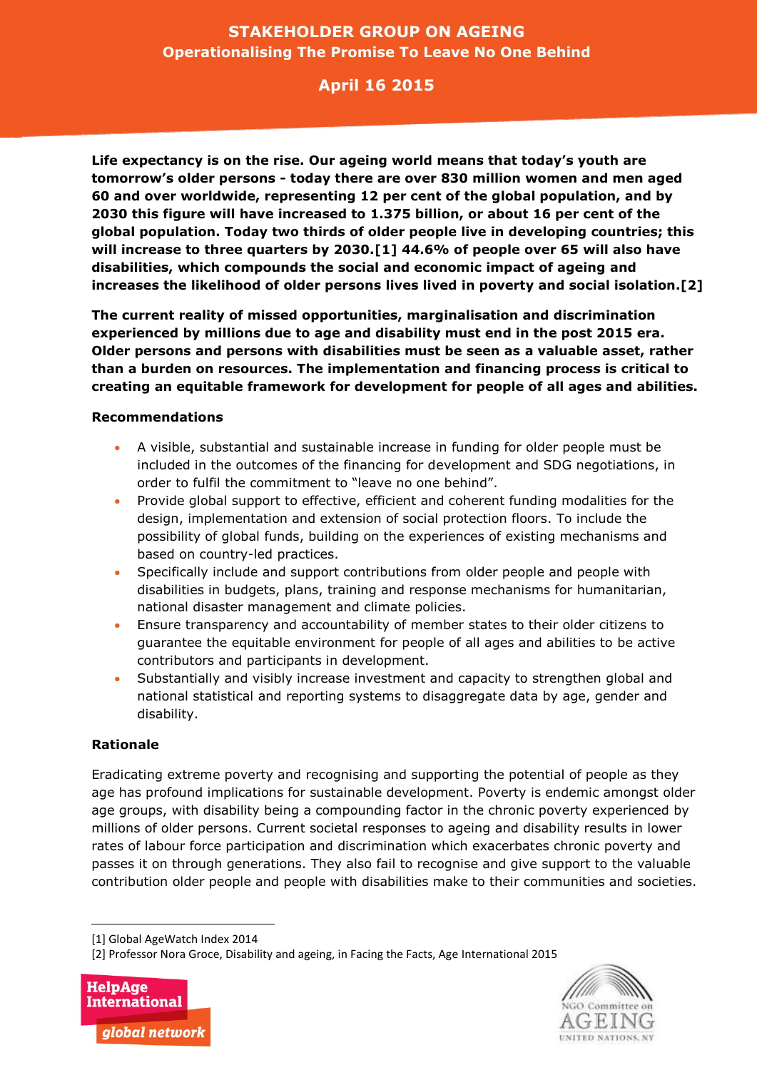# STAKEHOLDER GROUP ON AGEING

## Operationalising The Promise To Leave No One Behind

## April 16 2015

**Life expectancy is on the rise. Our ageing world means that today's youth are tomorrow's older persons - today there are over 830 million women and men aged 60 and over worldwide, representing 12 per cent of the global population, and by 2030 this figure will have increased to 1.375 billion, or about 16 per cent of the global population. Today two thirds of older people live in developing countries; this will increase to three quarters by 2030.[1] 44.6% of people over 65 will also have disabilities, which compounds the social and economic impact of ageing and increases the likelihood of older persons lives lived in poverty and social isolation.[2]**

**The current reality of missed opportunities, marginalisation and discrimination experienced by millions due to age and disability must end in the post 2015 era. Older persons and persons with disabilities must be seen as a valuable asset, rather than a burden on resources. The implementation and financing process is critical to creating an equitable framework for development for people of all ages and abilities.**

### Recommendations

- A visible, substantial and sustainable increase in funding for older people must be included in the outcomes of the financing for development and SDG negotiations, in order to fulfil the commitment to "leave no one behind".
- Provide global support to effective, efficient and coherent funding modalities for the design, implementation and extension of social protection floors. To include the possibility of global funds, building on the experiences of existing mechanisms and based on country-led practices.
- Specifically include and support contributions from older people and people with disabilities in budgets, plans, training and response mechanisms for humanitarian, national disaster management and climate policies.
- Ensure transparency and accountability of member states to their older citizens to guarantee the equitable environment for people of all ages and abilities to be active contributors and participants in development.
- Substantially and visibly increase investment and capacity to strengthen global and national statistical and reporting systems to disaggregate data by age, gender and disability.

### Rationale

Eradicating extreme poverty and recognising and supporting the potential of people as they age has profound implications for sustainable development. Poverty is endemic amongst older age groups, with disability being a compounding factor in the chronic poverty experienced by millions of older persons. Current societal responses to ageing and disability results in lower rates of labour force participation and discrimination which exacerbates chronic poverty and passes it on through generations. They also fail to recognise and give support to the valuable contribution older people and people with disabilities make to their communities and societies.

---

[1] Global AgeWatch Index 2014

[2] Professor Nora Groce, Disability and ageing, in Facing the Facts, Age International 2015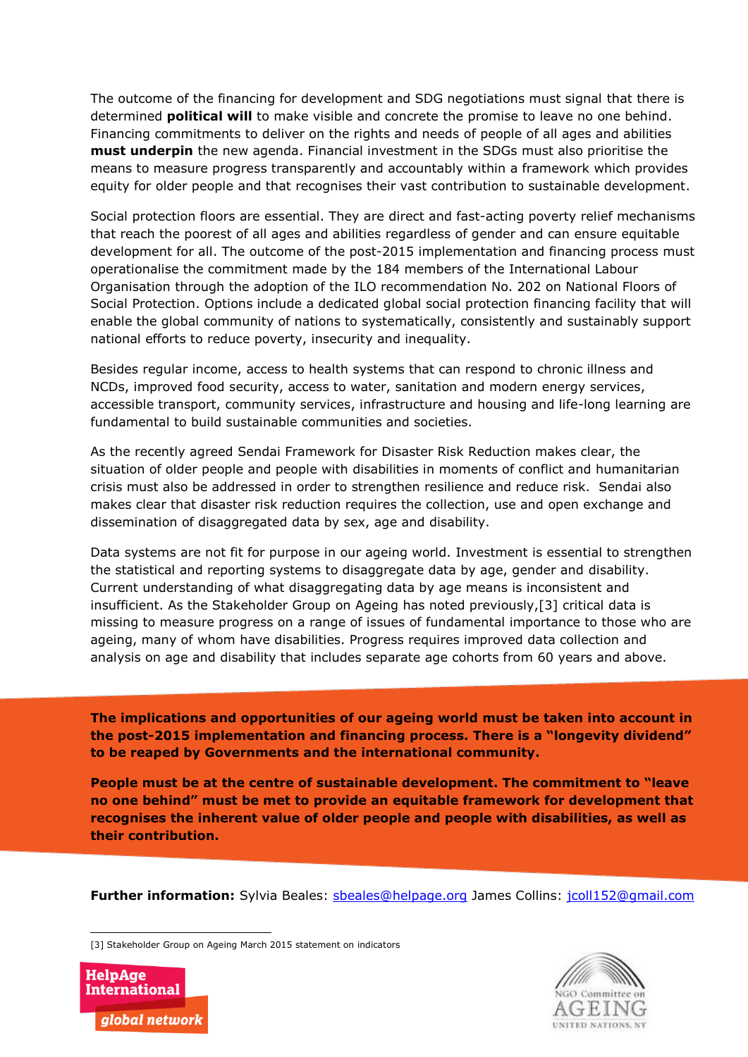The outcome of the financing for development and SDG negotiations must signal that there is determined **political will** to make visible and concrete the promise to leave no one behind. Financing commitments to deliver on the rights and needs of people of all ages and abilities **must underpin** the new agenda. Financial investment in the SDGs must also prioritise the means to measure progress transparently and accountably within a framework which provides equity for older people and that recognises their vast contribution to sustainable development.

Social protection floors are essential. They are direct and fast-acting poverty relief mechanisms that reach the poorest of all ages and abilities regardless of gender and can ensure equitable development for all. The outcome of the post-2015 implementation and financing process must operationalise the commitment made by the 184 members of the International Labour Organisation through the adoption of the ILO recommendation No. 202 on National Floors of Social Protection. Options include a dedicated global social protection financing facility that will enable the global community of nations to systematically, consistently and sustainably support national efforts to reduce poverty, insecurity and inequality.

Besides regular income, access to health systems that can respond to chronic illness and NCDs, improved food security, access to water, sanitation and modern energy services, accessible transport, community services, infrastructure and housing and life-long learning are fundamental to build sustainable communities and societies.

As the recently agreed Sendai Framework for Disaster Risk Reduction makes clear, the situation of older people and people with disabilities in moments of conflict and humanitarian crisis must also be addressed in order to strengthen resilience and reduce risk. Sendai also makes clear that disaster risk reduction requires the collection, use and open exchange and dissemination of disaggregated data by sex, age and disability.

Data systems are not fit for purpose in our ageing world. Investment is essential to strengthen the statistical and reporting systems to disaggregate data by age, gender and disability. Current understanding of what disaggregating data by age means is inconsistent and insufficient. As the Stakeholder Group on Ageing has noted previously,[3] critical data is missing to measure progress on a range of issues of fundamental importance to those who are ageing, many of whom have disabilities. Progress requires improved data collection and analysis on age and disability that includes separate age cohorts from 60 years and above.

**The implications and opportunities of our ageing world must be taken into account in the post-2015 implementation and financing process. There is a "longevity dividend" to be reaped by Governments and the international community.**

**People must be at the centre of sustainable development. The commitment to "leave no one behind" must be met to provide an equitable framework for development that recognises the inherent value of older people and people with disabilities, as well as their contribution.**

**Further information:** Sylvia Beales: sbeales@helpage.org James Collins: jcoll152@gmail.com

[3] Stakeholder Group on Ageing March 2015 statement on indicators

HelpAge International global network

NGO Committee on AGEING UNITED NATIONS, NY